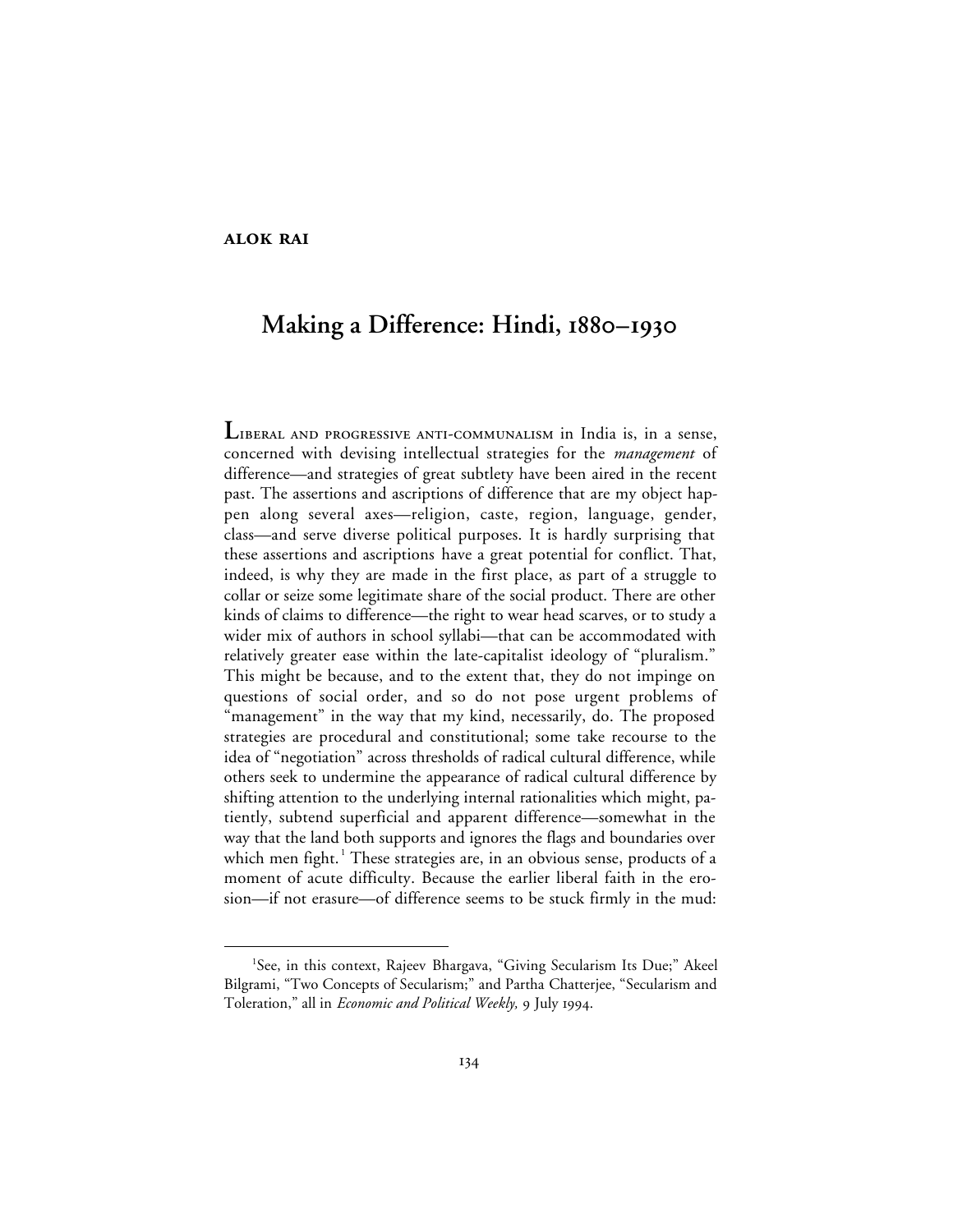**ALOK RAI**

# Making a Difference: Hindi, 1880–1930

LIBERAL AND PROGRESSIVE ANTI-COMMUNALISM in India is, in a sense, concerned with devising intellectual strategies for the *management* of difference—and strategies of great subtlety have been aired in the recent past. The assertions and ascriptions of difference that are my object happen along several axes—religion, caste, region, language, gender, class—and serve diverse political purposes. It is hardly surprising that these assertions and ascriptions have a great potential for conflict. That, indeed, is why they are made in the first place, as part of a struggle to collar or seize some legitimate share of the social product. There are other kinds of claims to difference—the right to wear head scarves, or to study a wider mix of authors in school syllabi—that can be accommodated with relatively greater ease within the late-capitalist ideology of "pluralism." This might be because, and to the extent that, they do not impinge on questions of social order, and so do not pose urgent problems of "management" in the way that my kind, necessarily, do. The proposed strategies are procedural and constitutional; some take recourse to the idea of "negotiation" across thresholds of radical cultural difference, while others seek to undermine the appearance of radical cultural difference by shifting attention to the underlying internal rationalities which might, patiently, subtend superficial and apparent difference—somewhat in the way that the land both supports and ignores the flags and boundaries over which men fight.[1] These strategies are, in an obvious sense, products of a moment of acute difficulty. Because the earlier liberal faith in the erosion—if not erasure—of difference seems to be stuck firmly in the mud:

---

[1]See, in this context, Rajeev Bhargava, "Giving Secularism Its Due;" Akeel Bilgrami, "Two Concepts of Secularism;" and Partha Chatterjee, "Secularism and Toleration," all in *Economic and Political Weekly,* 9 July 1994.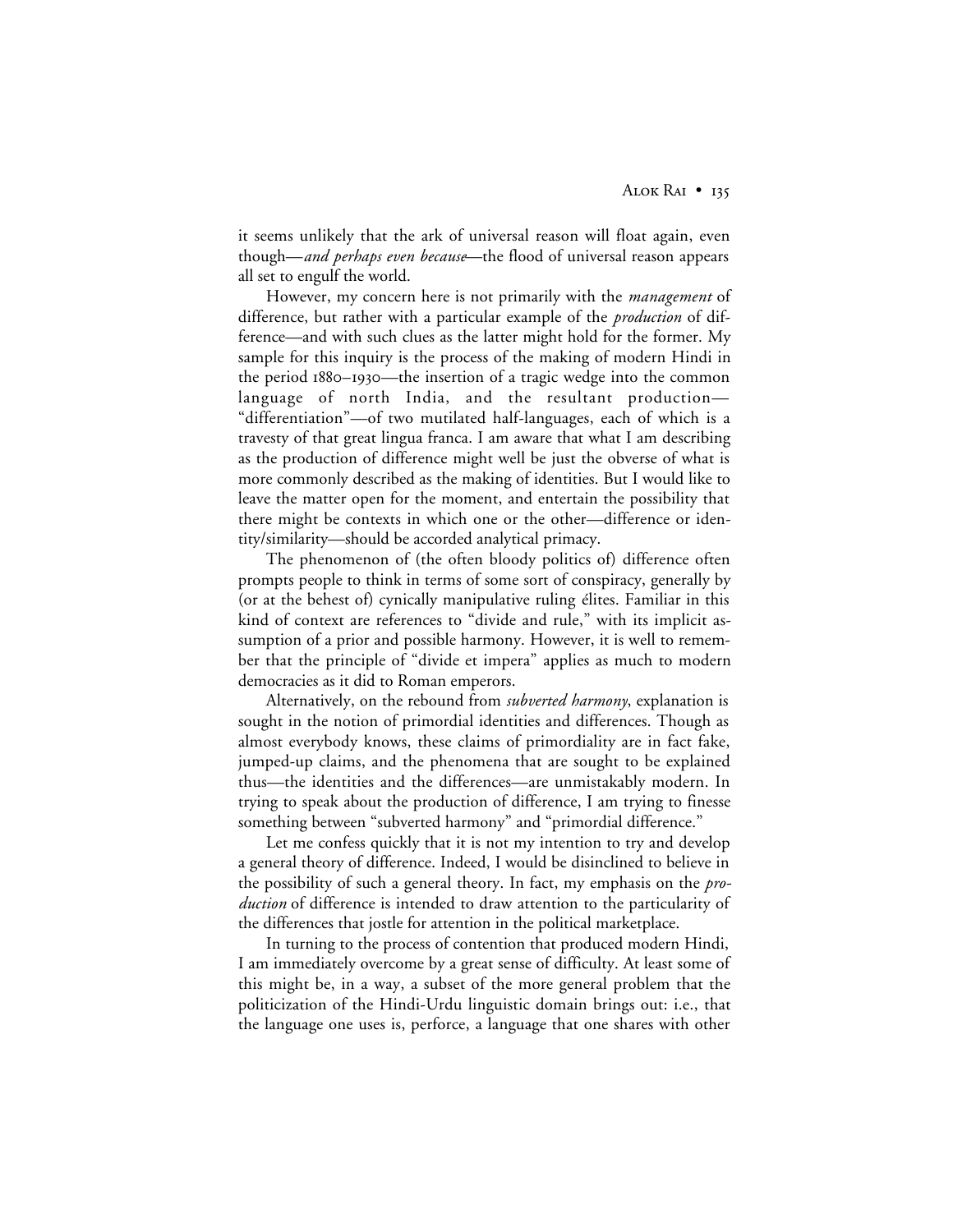it seems unlikely that the ark of universal reason will float again, even though—*and perhaps even because*—the flood of universal reason appears all set to engulf the world.

However, my concern here is not primarily with the *management* of difference, but rather with a particular example of the *production* of difference—and with such clues as the latter might hold for the former. My sample for this inquiry is the process of the making of modern Hindi in the period 1880–1930—the insertion of a tragic wedge into the common language of north India, and the resultant production—"differentiation"—of two mutilated half-languages, each of which is a travesty of that great lingua franca. I am aware that what I am describing as the production of difference might well be just the obverse of what is more commonly described as the making of identities. But I would like to leave the matter open for the moment, and entertain the possibility that there might be contexts in which one or the other—difference or identity/similarity—should be accorded analytical primacy.

The phenomenon of (the often bloody politics of) difference often prompts people to think in terms of some sort of conspiracy, generally by (or at the behest of) cynically manipulative ruling élites. Familiar in this kind of context are references to "divide and rule," with its implicit assumption of a prior and possible harmony. However, it is well to remember that the principle of "divide et impera" applies as much to modern democracies as it did to Roman emperors.

Alternatively, on the rebound from *subverted harmony*, explanation is sought in the notion of primordial identities and differences. Though as almost everybody knows, these claims of primordiality are in fact fake, jumped-up claims, and the phenomena that are sought to be explained thus—the identities and the differences—are unmistakably modern. In trying to speak about the production of difference, I am trying to finesse something between "subverted harmony" and "primordial difference."

Let me confess quickly that it is not my intention to try and develop a general theory of difference. Indeed, I would be disinclined to believe in the possibility of such a general theory. In fact, my emphasis on the *production* of difference is intended to draw attention to the particularity of the differences that jostle for attention in the political marketplace.

In turning to the process of contention that produced modern Hindi, I am immediately overcome by a great sense of difficulty. At least some of this might be, in a way, a subset of the more general problem that the politicization of the Hindi-Urdu linguistic domain brings out: i.e., that the language one uses is, perforce, a language that one shares with other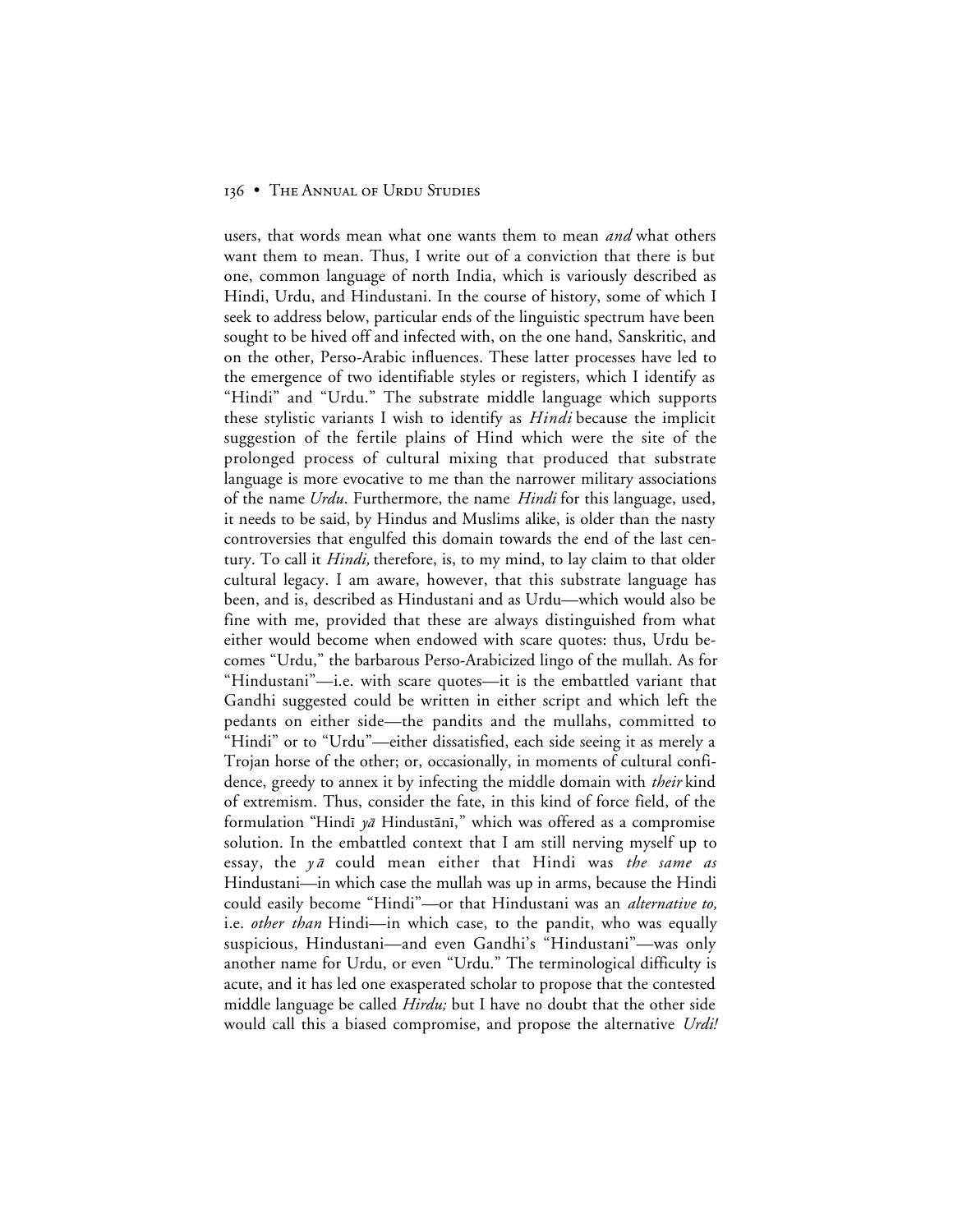users, that words mean what one wants them to mean *and* what others want them to mean. Thus, I write out of a conviction that there is but one, common language of north India, which is variously described as Hindi, Urdu, and Hindustani. In the course of history, some of which I seek to address below, particular ends of the linguistic spectrum have been sought to be hived off and infected with, on the one hand, Sanskritic, and on the other, Perso-Arabic influences. These latter processes have led to the emergence of two identifiable styles or registers, which I identify as "Hindi" and "Urdu." The substrate middle language which supports these stylistic variants I wish to identify as *Hindi* because the implicit suggestion of the fertile plains of Hind which were the site of the prolonged process of cultural mixing that produced that substrate language is more evocative to me than the narrower military associations of the name *Urdu*. Furthermore, the name *Hindi* for this language, used, it needs to be said, by Hindus and Muslims alike, is older than the nasty controversies that engulfed this domain towards the end of the last century. To call it *Hindi,* therefore, is, to my mind, to lay claim to that older cultural legacy. I am aware, however, that this substrate language has been, and is, described as Hindustani and as Urdu—which would also be fine with me, provided that these are always distinguished from what either would become when endowed with scare quotes: thus, Urdu becomes "Urdu," the barbarous Perso-Arabicized lingo of the mullah. As for "Hindustani"—i.e. with scare quotes—it is the embattled variant that Gandhi suggested could be written in either script and which left the pedants on either side—the pandits and the mullahs, committed to "Hindi" or to "Urdu"—either dissatisfied, each side seeing it as merely a Trojan horse of the other; or, occasionally, in moments of cultural confidence, greedy to annex it by infecting the middle domain with *their* kind of extremism. Thus, consider the fate, in this kind of force field, of the formulation "Hindī *yā* Hindustānī," which was offered as a compromise solution. In the embattled context that I am still nerving myself up to essay, the *yā* could mean either that Hindi was *the same as* Hindustani—in which case the mullah was up in arms, because the Hindi could easily become "Hindi"—or that Hindustani was an *alternative to,* i.e. *other than* Hindi—in which case, to the pandit, who was equally suspicious, Hindustani—and even Gandhi's "Hindustani"—was only another name for Urdu, or even "Urdu." The terminological difficulty is acute, and it has led one exasperated scholar to propose that the contested middle language be called *Hirdu;* but I have no doubt that the other side would call this a biased compromise, and propose the alternative *Urdi!*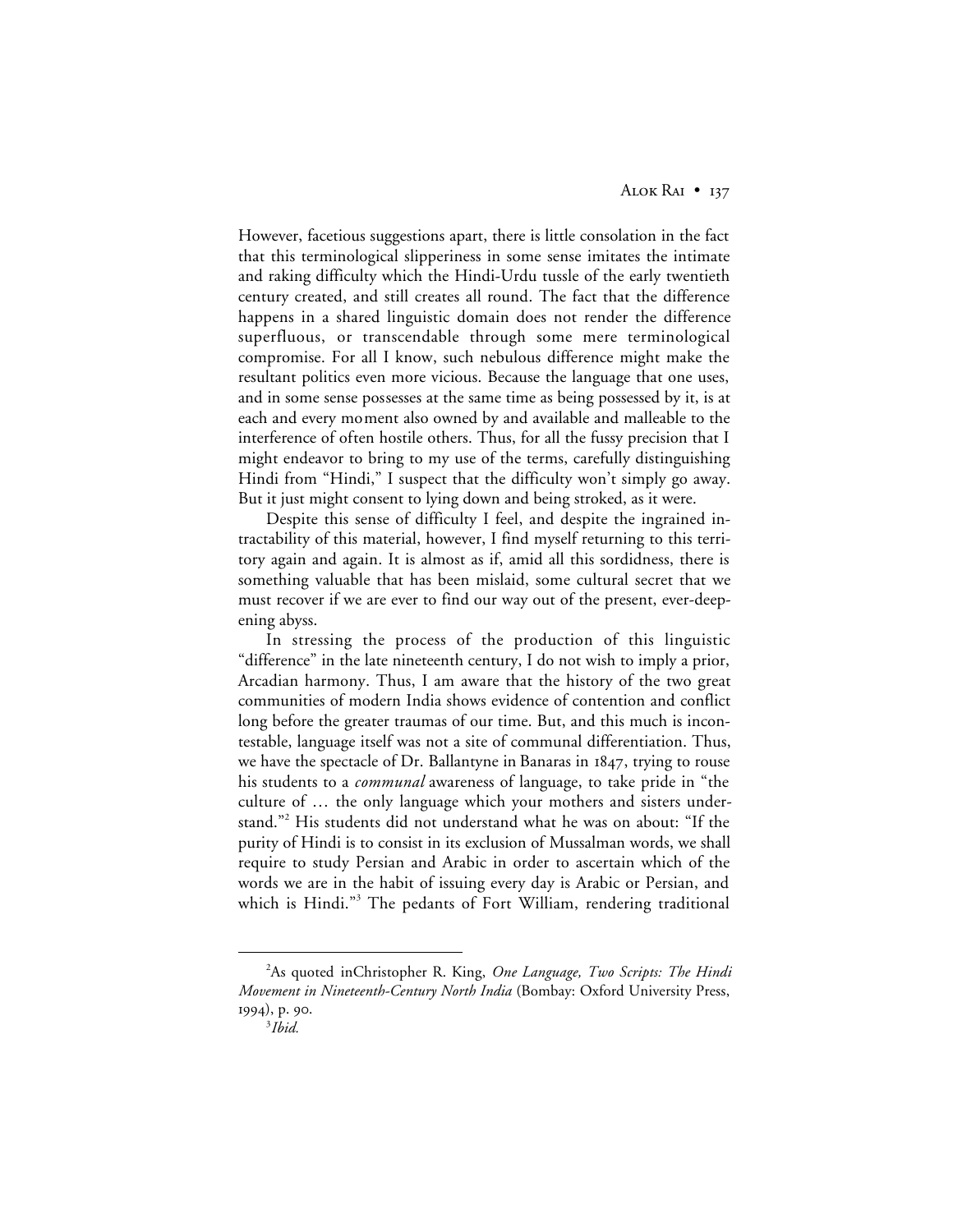However, facetious suggestions apart, there is little consolation in the fact that this terminological slipperiness in some sense imitates the intimate and raking difficulty which the Hindi-Urdu tussle of the early twentieth century created, and still creates all round. The fact that the difference happens in a shared linguistic domain does not render the difference superfluous, or transcendable through some mere terminological compromise. For all I know, such nebulous difference might make the resultant politics even more vicious. Because the language that one uses, and in some sense possesses at the same time as being possessed by it, is at each and every moment also owned by and available and malleable to the interference of often hostile others. Thus, for all the fussy precision that I might endeavor to bring to my use of the terms, carefully distinguishing Hindi from "Hindi," I suspect that the difficulty won't simply go away. But it just might consent to lying down and being stroked, as it were.

Despite this sense of difficulty I feel, and despite the ingrained intractability of this material, however, I find myself returning to this territory again and again. It is almost as if, amid all this sordidness, there is something valuable that has been mislaid, some cultural secret that we must recover if we are ever to find our way out of the present, ever-deepening abyss.

In stressing the process of the production of this linguistic "difference" in the late nineteenth century, I do not wish to imply a prior, Arcadian harmony. Thus, I am aware that the history of the two great communities of modern India shows evidence of contention and conflict long before the greater traumas of our time. But, and this much is incontestable, language itself was not a site of communal differentiation. Thus, we have the spectacle of Dr. Ballantyne in Banaras in 1847, trying to rouse his students to a *communal* awareness of language, to take pride in "the culture of … the only language which your mothers and sisters understand."[2] His students did not understand what he was on about: "If the purity of Hindi is to consist in its exclusion of Mussalman words, we shall require to study Persian and Arabic in order to ascertain which of the words we are in the habit of issuing every day is Arabic or Persian, and which is Hindi."[3] The pedants of Fort William, rendering traditional

---

[2] As quoted inChristopher R. King, *One Language, Two Scripts: The Hindi Movement in Nineteenth-Century North India* (Bombay: Oxford University Press, 1994), p. 90.

[3] *Ibid.*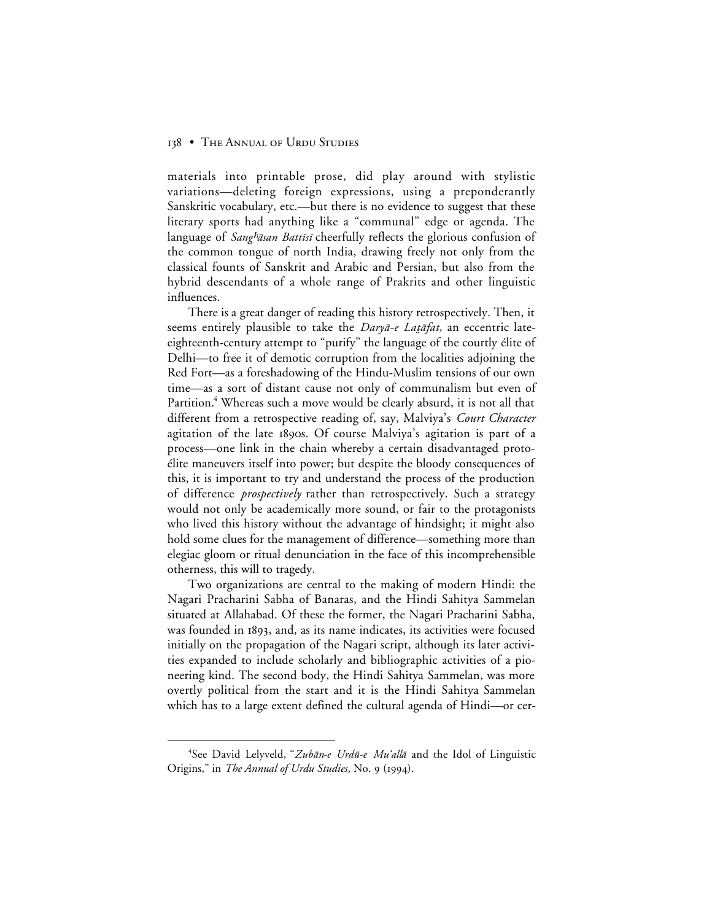materials into printable prose, did play around with stylistic variations—deleting foreign expressions, using a preponderantly Sanskritic vocabulary, etc.—but there is no evidence to suggest that these literary sports had anything like a "communal" edge or agenda. The language of *Sangʰāsan Battīsī* cheerfully reflects the glorious confusion of the common tongue of north India, drawing freely not only from the classical founts of Sanskrit and Arabic and Persian, but also from the hybrid descendants of a whole range of Prakrits and other linguistic influences.

There is a great danger of reading this history retrospectively. Then, it seems entirely plausible to take the *Daryā-e Laṭāfat*, an eccentric late-eighteenth-century attempt to "purify" the language of the courtly élite of Delhi—to free it of demotic corruption from the localities adjoining the Red Fort—as a foreshadowing of the Hindu-Muslim tensions of our own time—as a sort of distant cause not only of communalism but even of Partition.[4] Whereas such a move would be clearly absurd, it is not all that different from a retrospective reading of, say, Malviya's *Court Character* agitation of the late 1890s. Of course Malviya's agitation is part of a process—one link in the chain whereby a certain disadvantaged proto-élite maneuvers itself into power; but despite the bloody consequences of this, it is important to try and understand the process of the production of difference *prospectively* rather than retrospectively. Such a strategy would not only be academically more sound, or fair to the protagonists who lived this history without the advantage of hindsight; it might also hold some clues for the management of difference—something more than elegiac gloom or ritual denunciation in the face of this incomprehensible otherness, this will to tragedy.

Two organizations are central to the making of modern Hindi: the Nagari Pracharini Sabha of Banaras, and the Hindi Sahitya Sammelan situated at Allahabad. Of these the former, the Nagari Pracharini Sabha, was founded in 1893, and, as its name indicates, its activities were focused initially on the propagation of the Nagari script, although its later activities expanded to include scholarly and bibliographic activities of a pioneering kind. The second body, the Hindi Sahitya Sammelan, was more overtly political from the start and it is the Hindi Sahitya Sammelan which has to a large extent defined the cultural agenda of Hindi—or cer-

[4] See David Lelyveld, "*Zubān-e Urdū-e Muʿallā* and the Idol of Linguistic Origins," in *The Annual of Urdu Studies*, No. 9 (1994).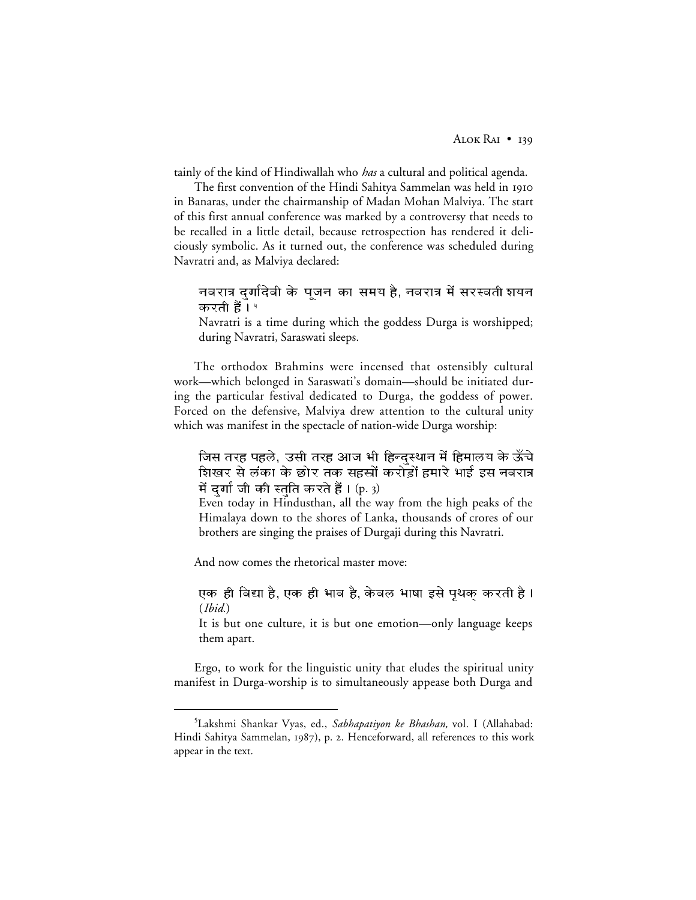tainly of the kind of Hindiwallah who *has* a cultural and political agenda.

The first convention of the Hindi Sahitya Sammelan was held in 1910 in Banaras, under the chairmanship of Madan Mohan Malviya. The start of this first annual conference was marked by a controversy that needs to be recalled in a little detail, because retrospection has rendered it deliciously symbolic. As it turned out, the conference was scheduled during Navratri and, as Malviya declared:

> नवरात्र दुर्गादेवी के पूजन का समय है, नवरात्र में सरस्वती शयन करती हैं।[5]
>
> Navratri is a time during which the goddess Durga is worshipped; during Navratri, Saraswati sleeps.

The orthodox Brahmins were incensed that ostensibly cultural work—which belonged in Saraswati's domain—should be initiated during the particular festival dedicated to Durga, the goddess of power. Forced on the defensive, Malviya drew attention to the cultural unity which was manifest in the spectacle of nation-wide Durga worship:

> जिस तरह पहले, उसी तरह आज भी हिन्दुस्थान में हिमालय के ऊँचे शिखर से लंका के छोर तक सहस्रों करोड़ों हमारे भाई इस नवरात्र में दुर्गा जी की स्तुति करते हैं। (p. 3)
>
> Even today in Hindusthan, all the way from the high peaks of the Himalaya down to the shores of Lanka, thousands of crores of our brothers are singing the praises of Durgaji during this Navratri.

And now comes the rhetorical master move:

> एक ही विद्या है, एक ही भाव है, केवल भाषा इसे पृथक् करती है। (*Ibid.*)
>
> It is but one culture, it is but one emotion—only language keeps them apart.

Ergo, to work for the linguistic unity that eludes the spiritual unity manifest in Durga-worship is to simultaneously appease both Durga and

---

[5] Lakshmi Shankar Vyas, ed., *Sabhapatiyon ke Bhashan,* vol. I (Allahabad: Hindi Sahitya Sammelan, 1987), p. 2. Henceforward, all references to this work appear in the text.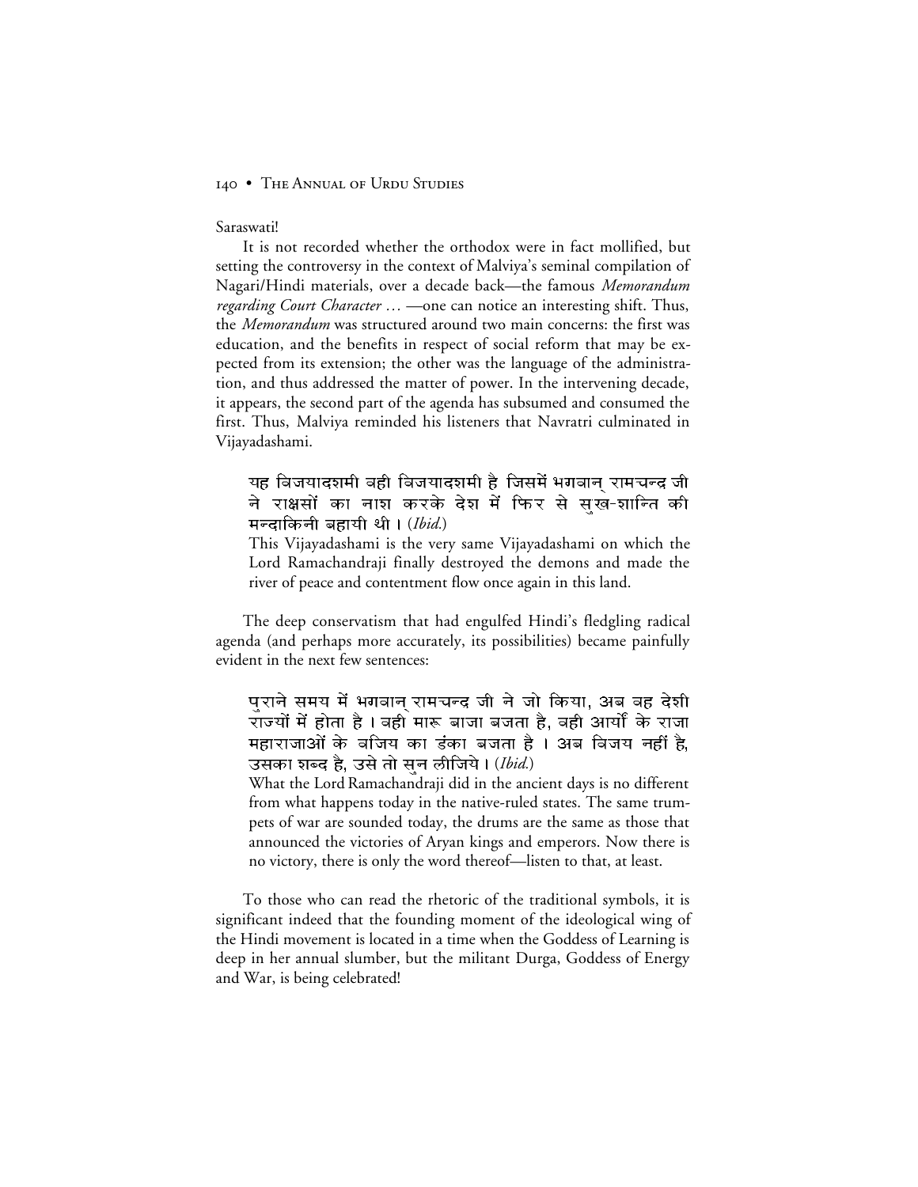Saraswati!

It is not recorded whether the orthodox were in fact mollified, but setting the controversy in the context of Malviya's seminal compilation of Nagari/Hindi materials, over a decade back—the famous *Memorandum regarding Court Character …* —one can notice an interesting shift. Thus, the *Memorandum* was structured around two main concerns: the first was education, and the benefits in respect of social reform that may be expected from its extension; the other was the language of the administration, and thus addressed the matter of power. In the intervening decade, it appears, the second part of the agenda has subsumed and consumed the first. Thus, Malviya reminded his listeners that Navratri culminated in Vijayadashami.

> यह विजयादशमी वही विजयादशमी है जिसमें भगवान् रामचन्द्र जी ने राक्षसों का नाश करके देश में फिर से सुख-शान्ति की मन्दाकिनी बहायी थी। (*Ibid.*)
>
> This Vijayadashami is the very same Vijayadashami on which the Lord Ramachandraji finally destroyed the demons and made the river of peace and contentment flow once again in this land.

The deep conservatism that had engulfed Hindi's fledgling radical agenda (and perhaps more accurately, its possibilities) became painfully evident in the next few sentences:

> पुराने समय में भगवान् रामचन्द्र जी ने जो किया, अब वह देशी राज्यों में होता है। वही मारू बाजा बजता है, वही आर्यों के राजा महाराजाओं के विजय का डंका बजता है। अब विजय नहीं है, उसका शब्द है, उसे तो सुन लीजिये। (*Ibid.*)
>
> What the Lord Ramachandraji did in the ancient days is no different from what happens today in the native-ruled states. The same trumpets of war are sounded today, the drums are the same as those that announced the victories of Aryan kings and emperors. Now there is no victory, there is only the word thereof—listen to that, at least.

To those who can read the rhetoric of the traditional symbols, it is significant indeed that the founding moment of the ideological wing of the Hindi movement is located in a time when the Goddess of Learning is deep in her annual slumber, but the militant Durga, Goddess of Energy and War, is being celebrated!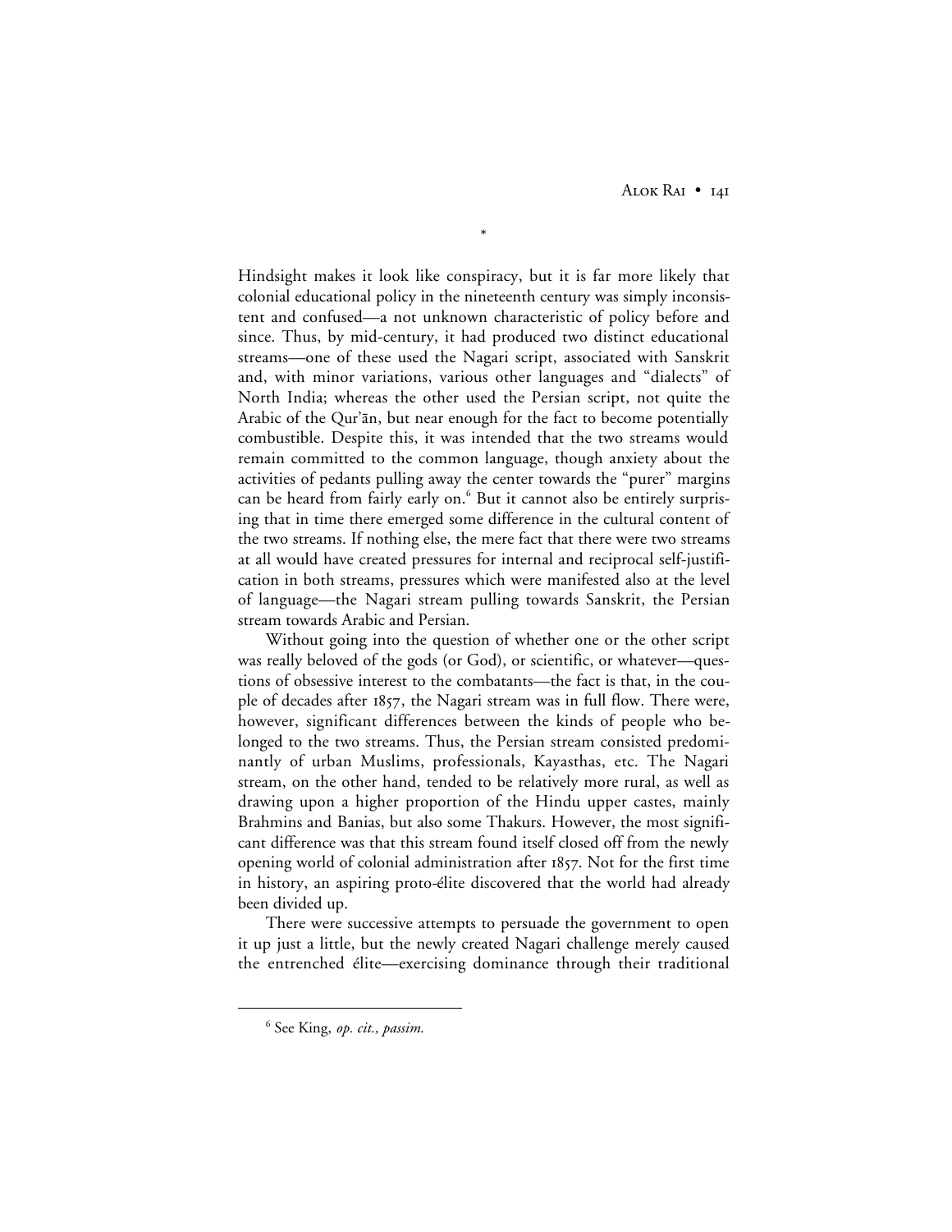*

Hindsight makes it look like conspiracy, but it is far more likely that colonial educational policy in the nineteenth century was simply inconsistent and confused—a not unknown characteristic of policy before and since. Thus, by mid-century, it had produced two distinct educational streams—one of these used the Nagari script, associated with Sanskrit and, with minor variations, various other languages and "dialects" of North India; whereas the other used the Persian script, not quite the Arabic of the Qur'ān, but near enough for the fact to become potentially combustible. Despite this, it was intended that the two streams would remain committed to the common language, though anxiety about the activities of pedants pulling away the center towards the "purer" margins can be heard from fairly early on.[6] But it cannot also be entirely surprising that in time there emerged some difference in the cultural content of the two streams. If nothing else, the mere fact that there were two streams at all would have created pressures for internal and reciprocal self-justification in both streams, pressures which were manifested also at the level of language—the Nagari stream pulling towards Sanskrit, the Persian stream towards Arabic and Persian.

Without going into the question of whether one or the other script was really beloved of the gods (or God), or scientific, or whatever—questions of obsessive interest to the combatants—the fact is that, in the couple of decades after 1857, the Nagari stream was in full flow. There were, however, significant differences between the kinds of people who belonged to the two streams. Thus, the Persian stream consisted predominantly of urban Muslims, professionals, Kayasthas, etc. The Nagari stream, on the other hand, tended to be relatively more rural, as well as drawing upon a higher proportion of the Hindu upper castes, mainly Brahmins and Banias, but also some Thakurs. However, the most significant difference was that this stream found itself closed off from the newly opening world of colonial administration after 1857. Not for the first time in history, an aspiring proto-élite discovered that the world had already been divided up.

There were successive attempts to persuade the government to open it up just a little, but the newly created Nagari challenge merely caused the entrenched élite—exercising dominance through their traditional

---

[6] See King, *op. cit., passim.*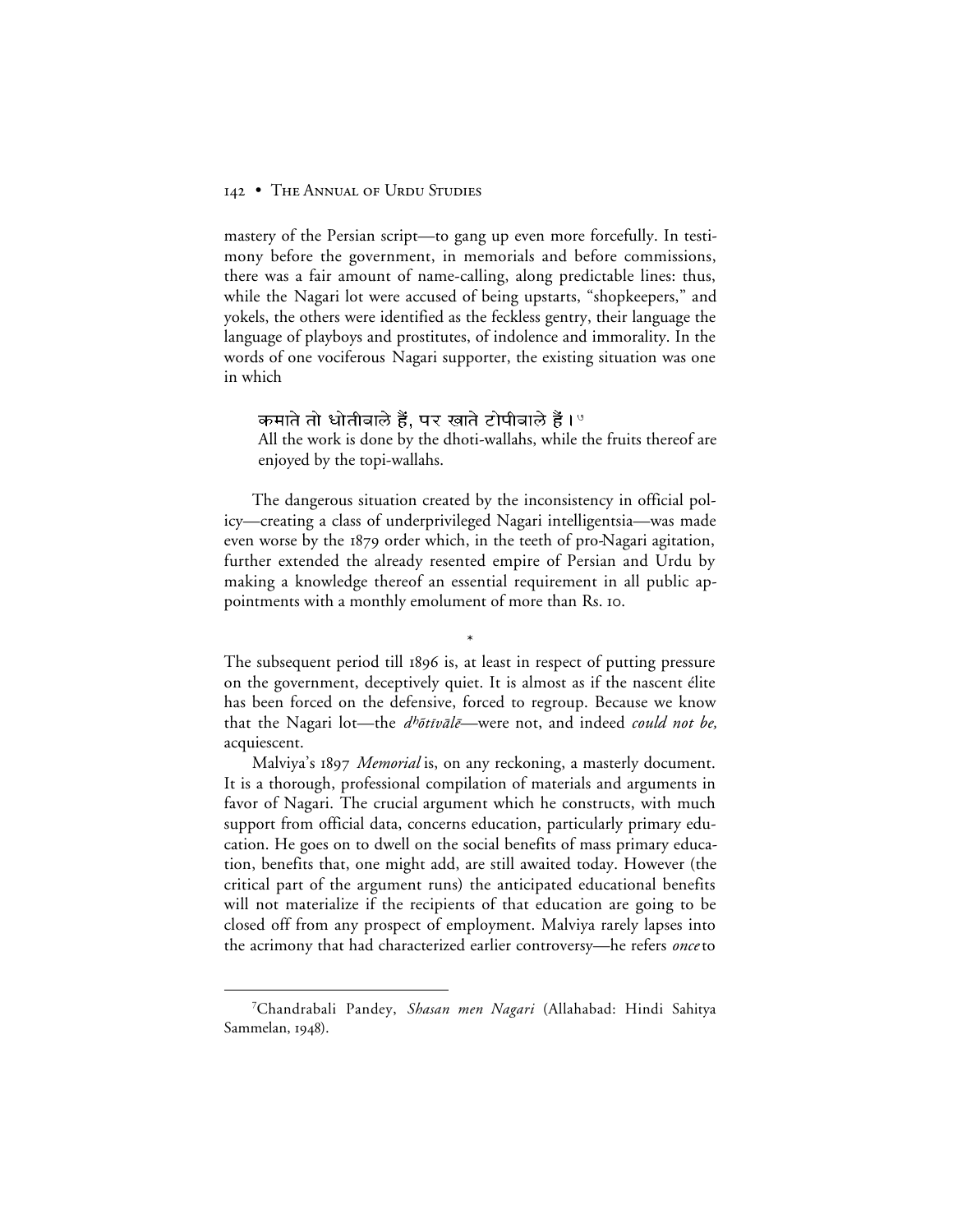mastery of the Persian script—to gang up even more forcefully. In testimony before the government, in memorials and before commissions, there was a fair amount of name-calling, along predictable lines: thus, while the Nagari lot were accused of being upstarts, "shopkeepers," and yokels, the others were identified as the feckless gentry, their language the language of playboys and prostitutes, of indolence and immorality. In the words of one vociferous Nagari supporter, the existing situation was one in which

> कमाते तो धोतीवाले हैं, पर खाते टोपीवाले हैं। ७
>
> All the work is done by the dhoti-wallahs, while the fruits thereof are enjoyed by the topi-wallahs.

The dangerous situation created by the inconsistency in official policy—creating a class of underprivileged Nagari intelligentsia—was made even worse by the 1879 order which, in the teeth of pro-Nagari agitation, further extended the already resented empire of Persian and Urdu by making a knowledge thereof an essential requirement in all public appointments with a monthly emolument of more than Rs. 10.

\*

The subsequent period till 1896 is, at least in respect of putting pressure on the government, deceptively quiet. It is almost as if the nascent élite has been forced on the defensive, forced to regroup. Because we know that the Nagari lot—the *dʰōtīvālē*—were not, and indeed *could not be,* acquiescent.

Malviya's 1897 *Memorial* is, on any reckoning, a masterly document. It is a thorough, professional compilation of materials and arguments in favor of Nagari. The crucial argument which he constructs, with much support from official data, concerns education, particularly primary education. He goes on to dwell on the social benefits of mass primary education, benefits that, one might add, are still awaited today. However (the critical part of the argument runs) the anticipated educational benefits will not materialize if the recipients of that education are going to be closed off from any prospect of employment. Malviya rarely lapses into the acrimony that had characterized earlier controversy—he refers *once* to

---

[7] Chandrabali Pandey, *Shasan men Nagari* (Allahabad: Hindi Sahitya Sammelan, 1948).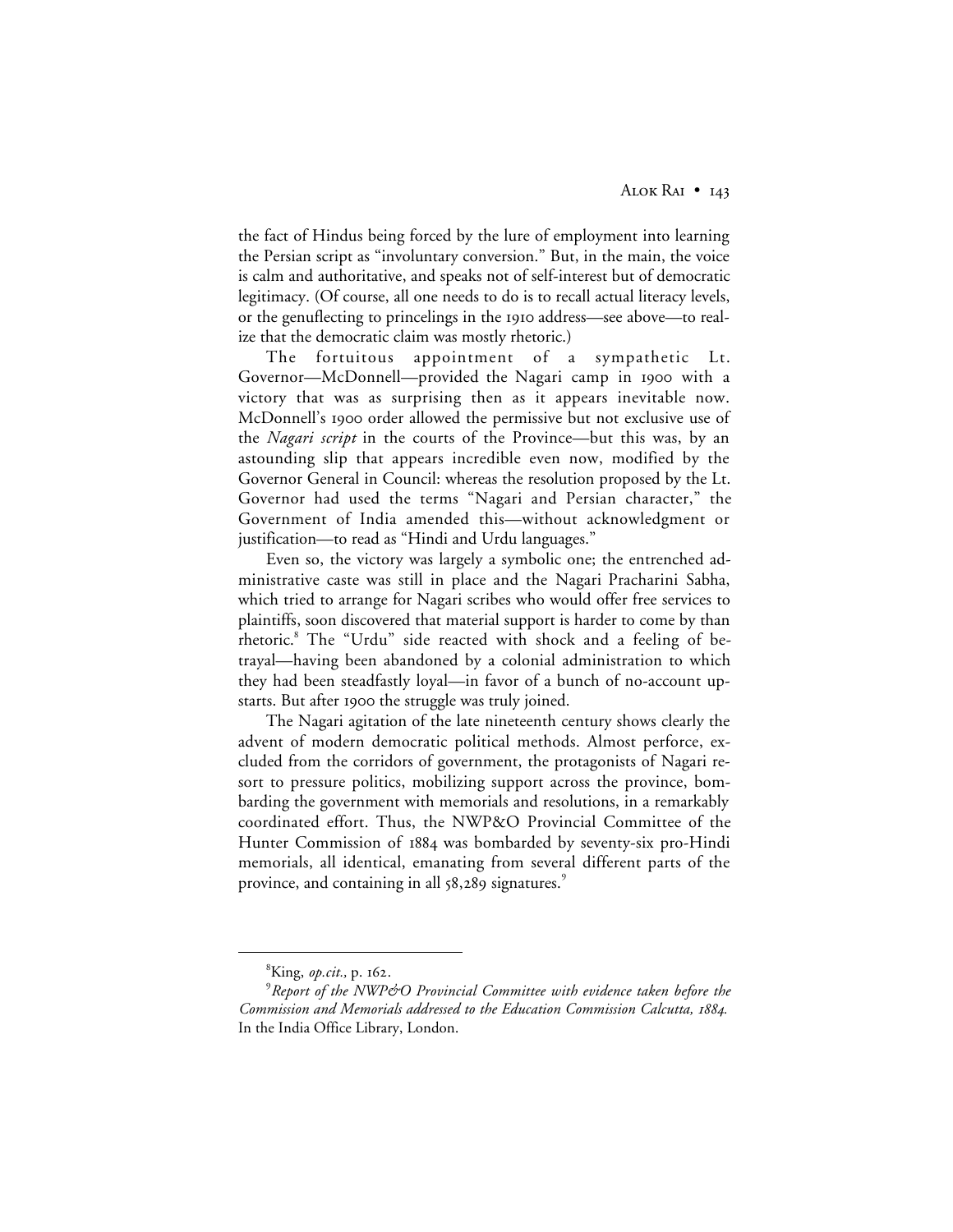the fact of Hindus being forced by the lure of employment into learning the Persian script as "involuntary conversion." But, in the main, the voice is calm and authoritative, and speaks not of self-interest but of democratic legitimacy. (Of course, all one needs to do is to recall actual literacy levels, or the genuflecting to princelings in the 1910 address—see above—to realize that the democratic claim was mostly rhetoric.)

The fortuitous appointment of a sympathetic Lt. Governor—McDonnell—provided the Nagari camp in 1900 with a victory that was as surprising then as it appears inevitable now. McDonnell's 1900 order allowed the permissive but not exclusive use of the *Nagari script* in the courts of the Province—but this was, by an astounding slip that appears incredible even now, modified by the Governor General in Council: whereas the resolution proposed by the Lt. Governor had used the terms "Nagari and Persian character," the Government of India amended this—without acknowledgment or justification—to read as "Hindi and Urdu languages."

Even so, the victory was largely a symbolic one; the entrenched administrative caste was still in place and the Nagari Pracharini Sabha, which tried to arrange for Nagari scribes who would offer free services to plaintiffs, soon discovered that material support is harder to come by than rhetoric.[8] The "Urdu" side reacted with shock and a feeling of betrayal—having been abandoned by a colonial administration to which they had been steadfastly loyal—in favor of a bunch of no-account upstarts. But after 1900 the struggle was truly joined.

The Nagari agitation of the late nineteenth century shows clearly the advent of modern democratic political methods. Almost perforce, excluded from the corridors of government, the protagonists of Nagari resort to pressure politics, mobilizing support across the province, bombarding the government with memorials and resolutions, in a remarkably coordinated effort. Thus, the NWP&O Provincial Committee of the Hunter Commission of 1884 was bombarded by seventy-six pro-Hindi memorials, all identical, emanating from several different parts of the province, and containing in all 58,289 signatures.[9]

---

[8] King, *op.cit.*, p. 162.

[9] *Report of the NWP&O Provincial Committee with evidence taken before the Commission and Memorials addressed to the Education Commission Calcutta, 1884.* In the India Office Library, London.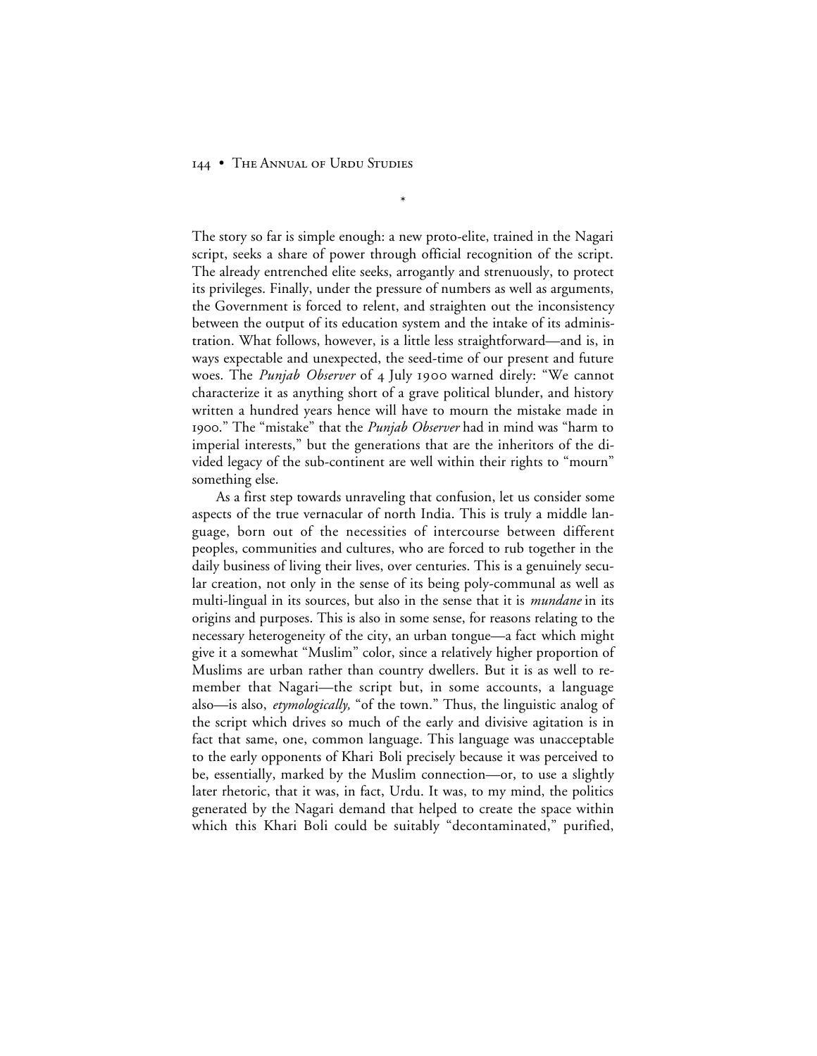*

The story so far is simple enough: a new proto-elite, trained in the Nagari script, seeks a share of power through official recognition of the script. The already entrenched elite seeks, arrogantly and strenuously, to protect its privileges. Finally, under the pressure of numbers as well as arguments, the Government is forced to relent, and straighten out the inconsistency between the output of its education system and the intake of its administration. What follows, however, is a little less straightforward—and is, in ways expectable and unexpected, the seed-time of our present and future woes. The *Punjab Observer* of 4 July 1900 warned direly: "We cannot characterize it as anything short of a grave political blunder, and history written a hundred years hence will have to mourn the mistake made in 1900." The "mistake" that the *Punjab Observer* had in mind was "harm to imperial interests," but the generations that are the inheritors of the divided legacy of the sub-continent are well within their rights to "mourn" something else.

As a first step towards unraveling that confusion, let us consider some aspects of the true vernacular of north India. This is truly a middle language, born out of the necessities of intercourse between different peoples, communities and cultures, who are forced to rub together in the daily business of living their lives, over centuries. This is a genuinely secular creation, not only in the sense of its being poly-communal as well as multi-lingual in its sources, but also in the sense that it is *mundane* in its origins and purposes. This is also in some sense, for reasons relating to the necessary heterogeneity of the city, an urban tongue—a fact which might give it a somewhat "Muslim" color, since a relatively higher proportion of Muslims are urban rather than country dwellers. But it is as well to remember that Nagari—the script but, in some accounts, a language also—is also, *etymologically,* "of the town." Thus, the linguistic analog of the script which drives so much of the early and divisive agitation is in fact that same, one, common language. This language was unacceptable to the early opponents of Khari Boli precisely because it was perceived to be, essentially, marked by the Muslim connection—or, to use a slightly later rhetoric, that it was, in fact, Urdu. It was, to my mind, the politics generated by the Nagari demand that helped to create the space within which this Khari Boli could be suitably "decontaminated," purified,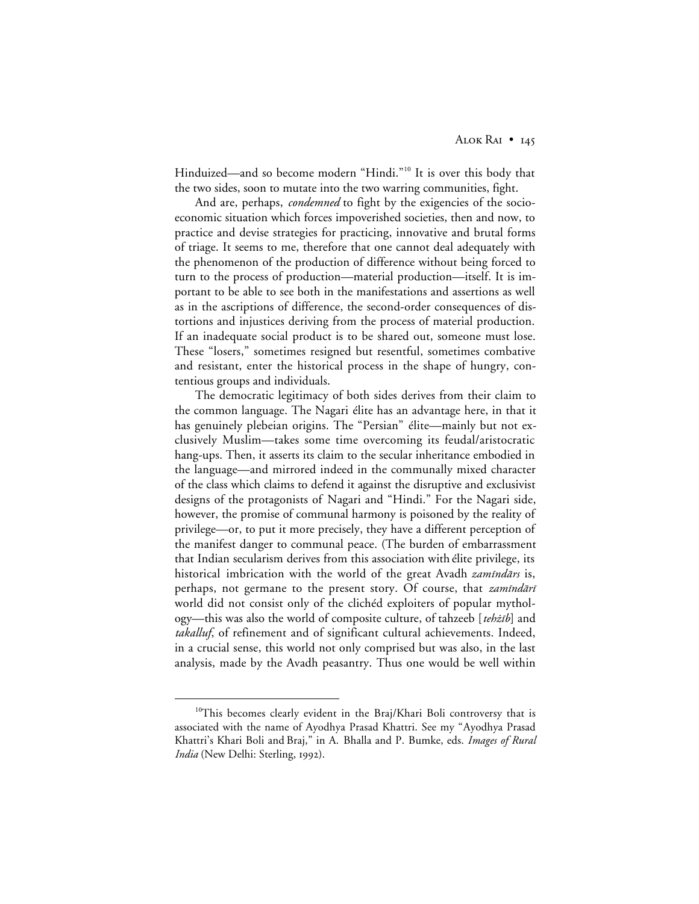Hinduized—and so become modern "Hindi."[10] It is over this body that the two sides, soon to mutate into the two warring communities, fight.

And are, perhaps, *condemned* to fight by the exigencies of the socio-economic situation which forces impoverished societies, then and now, to practice and devise strategies for practicing, innovative and brutal forms of triage. It seems to me, therefore that one cannot deal adequately with the phenomenon of the production of difference without being forced to turn to the process of production—material production—itself. It is important to be able to see both in the manifestations and assertions as well as in the ascriptions of difference, the second-order consequences of distortions and injustices deriving from the process of material production. If an inadequate social product is to be shared out, someone must lose. These "losers," sometimes resigned but resentful, sometimes combative and resistant, enter the historical process in the shape of hungry, contentious groups and individuals.

The democratic legitimacy of both sides derives from their claim to the common language. The Nagari élite has an advantage here, in that it has genuinely plebeian origins. The "Persian" élite—mainly but not exclusively Muslim—takes some time overcoming its feudal/aristocratic hang-ups. Then, it asserts its claim to the secular inheritance embodied in the language—and mirrored indeed in the communally mixed character of the class which claims to defend it against the disruptive and exclusivist designs of the protagonists of Nagari and "Hindi." For the Nagari side, however, the promise of communal harmony is poisoned by the reality of privilege—or, to put it more precisely, they have a different perception of the manifest danger to communal peace. (The burden of embarrassment that Indian secularism derives from this association with élite privilege, its historical imbrication with the world of the great Avadh *zamīndārs* is, perhaps, not germane to the present story. Of course, that *zamīndārī* world did not consist only of the clichéd exploiters of popular mythology—this was also the world of composite culture, of tahzeeb [*tehẕīb*] and *takalluf*, of refinement and of significant cultural achievements. Indeed, in a crucial sense, this world not only comprised but was also, in the last analysis, made by the Avadh peasantry. Thus one would be well within

---

[10] This becomes clearly evident in the Braj/Khari Boli controversy that is associated with the name of Ayodhya Prasad Khattri. See my "Ayodhya Prasad Khattri's Khari Boli and Braj," in A. Bhalla and P. Bumke, eds. *Images of Rural India* (New Delhi: Sterling, 1992).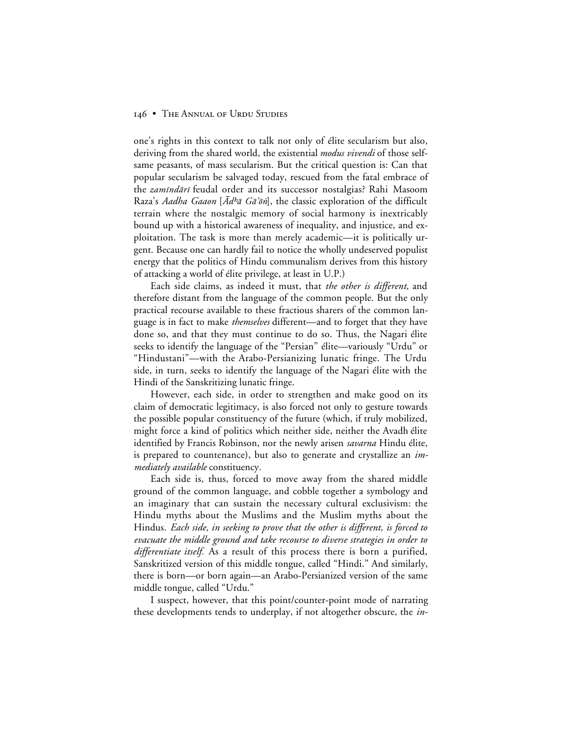one's rights in this context to talk not only of élite secularism but also, deriving from the shared world, the existential *modus vivendi* of those selfsame peasants, of mass secularism. But the critical question is: Can that popular secularism be salvaged today, rescued from the fatal embrace of the *zamīndārī* feudal order and its successor nostalgias? Rahi Masoom Raza's *Aadha Gaaon* [*Ādʰā Gā'ōṅ*], the classic exploration of the difficult terrain where the nostalgic memory of social harmony is inextricably bound up with a historical awareness of inequality, and injustice, and exploitation. The task is more than merely academic—it is politically urgent. Because one can hardly fail to notice the wholly undeserved populist energy that the politics of Hindu communalism derives from this history of attacking a world of élite privilege, at least in U.P.)

Each side claims, as indeed it must, that *the other is different,* and therefore distant from the language of the common people. But the only practical recourse available to these fractious sharers of the common language is in fact to make *themselves* different—and to forget that they have done so, and that they must continue to do so. Thus, the Nagari élite seeks to identify the language of the "Persian" élite—variously "Urdu" or "Hindustani"—with the Arabo-Persianizing lunatic fringe. The Urdu side, in turn, seeks to identify the language of the Nagari élite with the Hindi of the Sanskritizing lunatic fringe.

However, each side, in order to strengthen and make good on its claim of democratic legitimacy, is also forced not only to gesture towards the possible popular constituency of the future (which, if truly mobilized, might force a kind of politics which neither side, neither the Avadh élite identified by Francis Robinson, nor the newly arisen *savarna* Hindu élite, is prepared to countenance), but also to generate and crystallize an *immediately available* constituency.

Each side is, thus, forced to move away from the shared middle ground of the common language, and cobble together a symbology and an imaginary that can sustain the necessary cultural exclusivism: the Hindu myths about the Muslims and the Muslim myths about the Hindus. *Each side, in seeking to prove that the other is different, is forced to evacuate the middle ground and take recourse to diverse strategies in order to differentiate itself.* As a result of this process there is born a purified, Sanskritized version of this middle tongue, called "Hindi." And similarly, there is born—or born again—an Arabo-Persianized version of the same middle tongue, called "Urdu."

I suspect, however, that this point/counter-point mode of narrating these developments tends to underplay, if not altogether obscure, the *in-*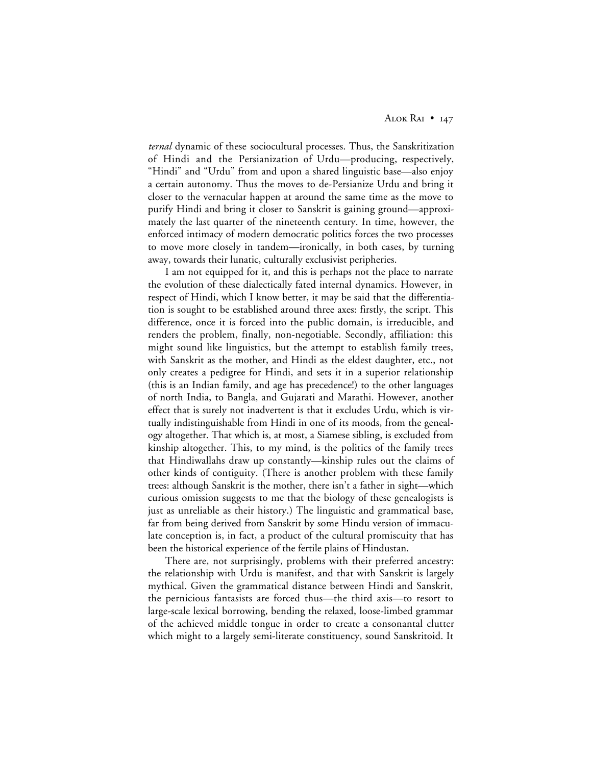*ternal* dynamic of these sociocultural processes. Thus, the Sanskritization of Hindi and the Persianization of Urdu—producing, respectively, "Hindi" and "Urdu" from and upon a shared linguistic base—also enjoy a certain autonomy. Thus the moves to de-Persianize Urdu and bring it closer to the vernacular happen at around the same time as the move to purify Hindi and bring it closer to Sanskrit is gaining ground—approximately the last quarter of the nineteenth century. In time, however, the enforced intimacy of modern democratic politics forces the two processes to move more closely in tandem—ironically, in both cases, by turning away, towards their lunatic, culturally exclusivist peripheries.

I am not equipped for it, and this is perhaps not the place to narrate the evolution of these dialectically fated internal dynamics. However, in respect of Hindi, which I know better, it may be said that the differentiation is sought to be established around three axes: firstly, the script. This difference, once it is forced into the public domain, is irreducible, and renders the problem, finally, non-negotiable. Secondly, affiliation: this might sound like linguistics, but the attempt to establish family trees, with Sanskrit as the mother, and Hindi as the eldest daughter, etc., not only creates a pedigree for Hindi, and sets it in a superior relationship (this is an Indian family, and age has precedence!) to the other languages of north India, to Bangla, and Gujarati and Marathi. However, another effect that is surely not inadvertent is that it excludes Urdu, which is virtually indistinguishable from Hindi in one of its moods, from the genealogy altogether. That which is, at most, a Siamese sibling, is excluded from kinship altogether. This, to my mind, is the politics of the family trees that Hindiwallahs draw up constantly—kinship rules out the claims of other kinds of contiguity. (There is another problem with these family trees: although Sanskrit is the mother, there isn't a father in sight—which curious omission suggests to me that the biology of these genealogists is just as unreliable as their history.) The linguistic and grammatical base, far from being derived from Sanskrit by some Hindu version of immaculate conception is, in fact, a product of the cultural promiscuity that has been the historical experience of the fertile plains of Hindustan.

There are, not surprisingly, problems with their preferred ancestry: the relationship with Urdu is manifest, and that with Sanskrit is largely mythical. Given the grammatical distance between Hindi and Sanskrit, the pernicious fantasists are forced thus—the third axis—to resort to large-scale lexical borrowing, bending the relaxed, loose-limbed grammar of the achieved middle tongue in order to create a consonantal clutter which might to a largely semi-literate constituency, sound Sanskritoid. It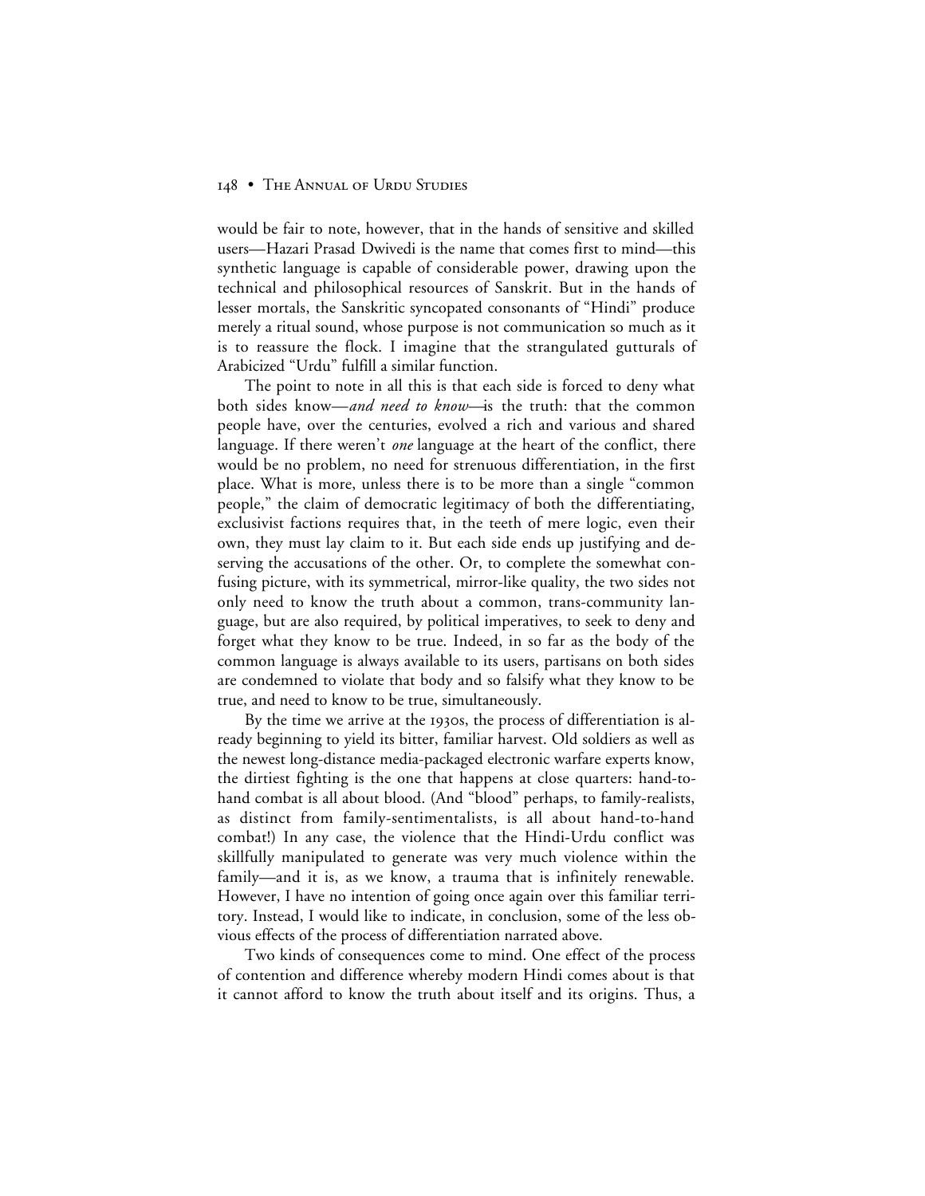would be fair to note, however, that in the hands of sensitive and skilled users—Hazari Prasad Dwivedi is the name that comes first to mind—this synthetic language is capable of considerable power, drawing upon the technical and philosophical resources of Sanskrit. But in the hands of lesser mortals, the Sanskritic syncopated consonants of "Hindi" produce merely a ritual sound, whose purpose is not communication so much as it is to reassure the flock. I imagine that the strangulated gutturals of Arabicized "Urdu" fulfill a similar function.

The point to note in all this is that each side is forced to deny what both sides know—*and need to know*—is the truth: that the common people have, over the centuries, evolved a rich and various and shared language. If there weren't *one* language at the heart of the conflict, there would be no problem, no need for strenuous differentiation, in the first place. What is more, unless there is to be more than a single "common people," the claim of democratic legitimacy of both the differentiating, exclusivist factions requires that, in the teeth of mere logic, even their own, they must lay claim to it. But each side ends up justifying and deserving the accusations of the other. Or, to complete the somewhat confusing picture, with its symmetrical, mirror-like quality, the two sides not only need to know the truth about a common, trans-community language, but are also required, by political imperatives, to seek to deny and forget what they know to be true. Indeed, in so far as the body of the common language is always available to its users, partisans on both sides are condemned to violate that body and so falsify what they know to be true, and need to know to be true, simultaneously.

By the time we arrive at the 1930s, the process of differentiation is already beginning to yield its bitter, familiar harvest. Old soldiers as well as the newest long-distance media-packaged electronic warfare experts know, the dirtiest fighting is the one that happens at close quarters: hand-to-hand combat is all about blood. (And "blood" perhaps, to family-realists, as distinct from family-sentimentalists, is all about hand-to-hand combat!) In any case, the violence that the Hindi-Urdu conflict was skillfully manipulated to generate was very much violence within the family—and it is, as we know, a trauma that is infinitely renewable. However, I have no intention of going once again over this familiar territory. Instead, I would like to indicate, in conclusion, some of the less obvious effects of the process of differentiation narrated above.

Two kinds of consequences come to mind. One effect of the process of contention and difference whereby modern Hindi comes about is that it cannot afford to know the truth about itself and its origins. Thus, a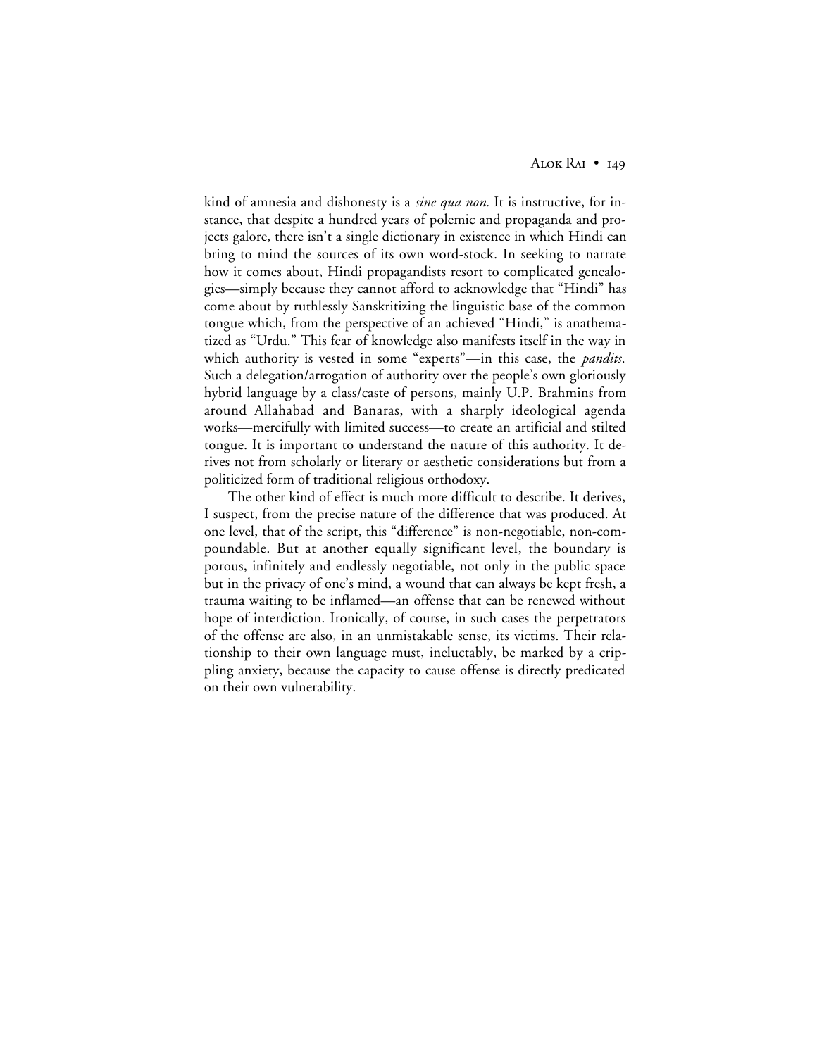kind of amnesia and dishonesty is a *sine qua non.* It is instructive, for instance, that despite a hundred years of polemic and propaganda and projects galore, there isn't a single dictionary in existence in which Hindi can bring to mind the sources of its own word-stock. In seeking to narrate how it comes about, Hindi propagandists resort to complicated genealogies—simply because they cannot afford to acknowledge that "Hindi" has come about by ruthlessly Sanskritizing the linguistic base of the common tongue which, from the perspective of an achieved "Hindi," is anathematized as "Urdu." This fear of knowledge also manifests itself in the way in which authority is vested in some "experts"—in this case, the *pandits.* Such a delegation/arrogation of authority over the people's own gloriously hybrid language by a class/caste of persons, mainly U.P. Brahmins from around Allahabad and Banaras, with a sharply ideological agenda works—mercifully with limited success—to create an artificial and stilted tongue. It is important to understand the nature of this authority. It derives not from scholarly or literary or aesthetic considerations but from a politicized form of traditional religious orthodoxy.

The other kind of effect is much more difficult to describe. It derives, I suspect, from the precise nature of the difference that was produced. At one level, that of the script, this "difference" is non-negotiable, non-compoundable. But at another equally significant level, the boundary is porous, infinitely and endlessly negotiable, not only in the public space but in the privacy of one's mind, a wound that can always be kept fresh, a trauma waiting to be inflamed—an offense that can be renewed without hope of interdiction. Ironically, of course, in such cases the perpetrators of the offense are also, in an unmistakable sense, its victims. Their relationship to their own language must, ineluctably, be marked by a crippling anxiety, because the capacity to cause offense is directly predicated on their own vulnerability.